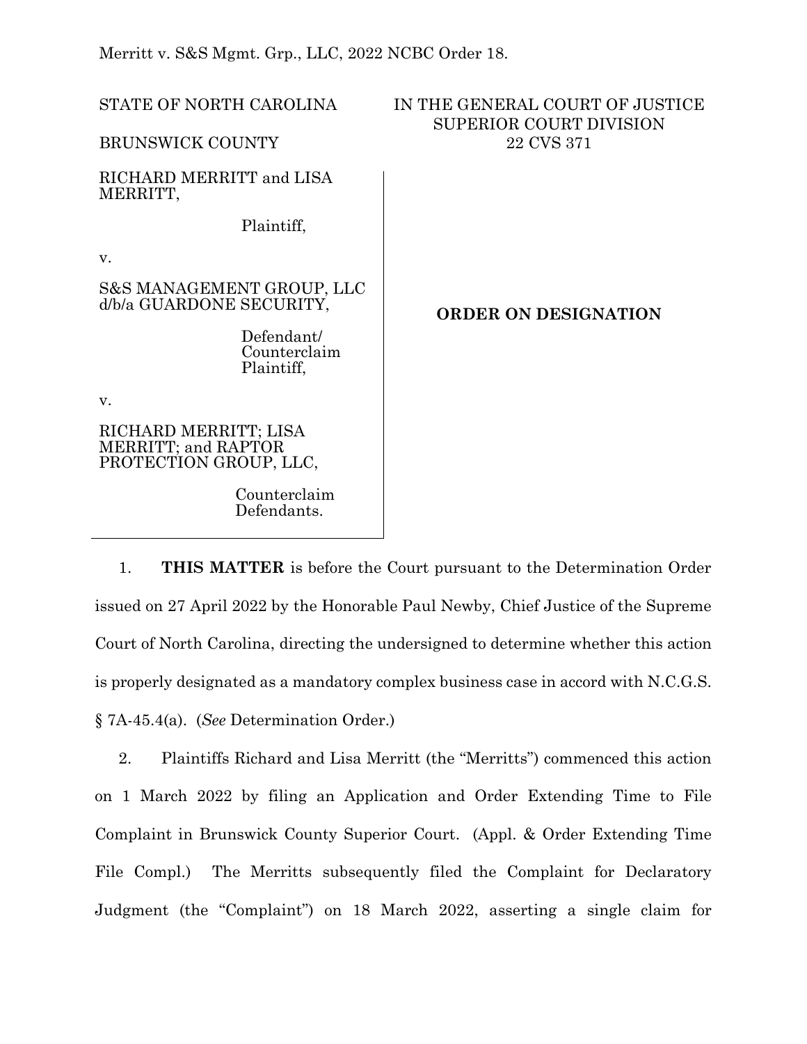Merritt v. S&S Mgmt. Grp., LLC, 2022 NCBC Order 18.

STATE OF NORTH CAROLINA

BRUNSWICK COUNTY

IN THE GENERAL COURT OF JUSTICE
SUPERIOR COURT DIVISION
22 CVS 371

RICHARD MERRITT and LISA MERRITT,

Plaintiff,

v.

S&S MANAGEMENT GROUP, LLC d/b/a GUARDONE SECURITY,

Defendant/
Counterclaim
Plaintiff,

v.

RICHARD MERRITT; LISA MERRITT; and RAPTOR PROTECTION GROUP, LLC,

Counterclaim
Defendants.

**ORDER ON DESIGNATION**

1. **THIS MATTER** is before the Court pursuant to the Determination Order issued on 27 April 2022 by the Honorable Paul Newby, Chief Justice of the Supreme Court of North Carolina, directing the undersigned to determine whether this action is properly designated as a mandatory complex business case in accord with N.C.G.S. § 7A-45.4(a). (*See* Determination Order.)

2. Plaintiffs Richard and Lisa Merritt (the "Merritts") commenced this action on 1 March 2022 by filing an Application and Order Extending Time to File Complaint in Brunswick County Superior Court. (Appl. & Order Extending Time File Compl.) The Merritts subsequently filed the Complaint for Declaratory Judgment (the "Complaint") on 18 March 2022, asserting a single claim for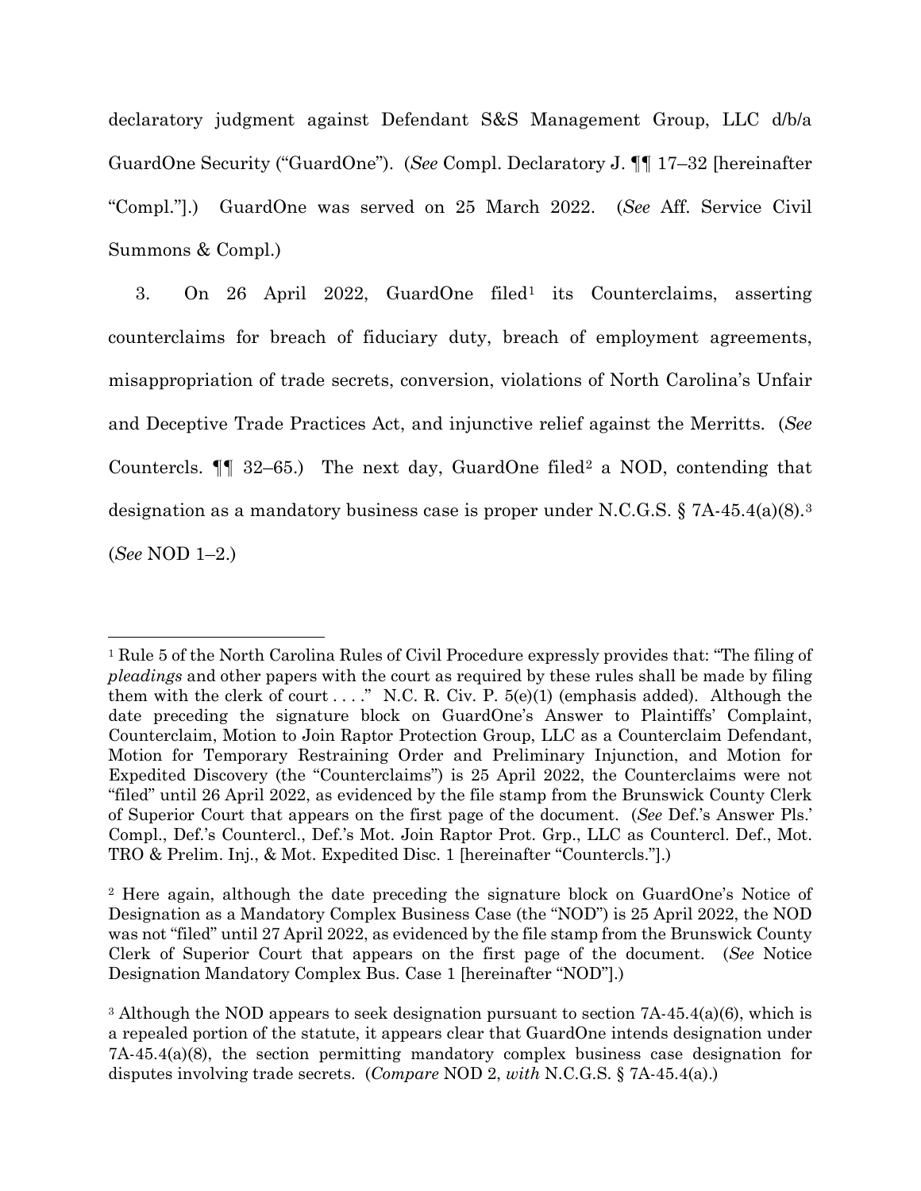declaratory judgment against Defendant S&S Management Group, LLC d/b/a GuardOne Security ("GuardOne"). (*See* Compl. Declaratory J. ¶¶ 17–32 [hereinafter "Compl."].) GuardOne was served on 25 March 2022. (*See* Aff. Service Civil Summons & Compl.)

3. On 26 April 2022, GuardOne filed[1] its Counterclaims, asserting counterclaims for breach of fiduciary duty, breach of employment agreements, misappropriation of trade secrets, conversion, violations of North Carolina's Unfair and Deceptive Trade Practices Act, and injunctive relief against the Merritts. (*See* Countercls. ¶¶ 32–65.) The next day, GuardOne filed[2] a NOD, contending that designation as a mandatory business case is proper under N.C.G.S. § 7A-45.4(a)(8).[3] (*See* NOD 1–2.)

---

[1] Rule 5 of the North Carolina Rules of Civil Procedure expressly provides that: "The filing of *pleadings* and other papers with the court as required by these rules shall be made by filing them with the clerk of court . . . ." N.C. R. Civ. P. 5(e)(1) (emphasis added). Although the date preceding the signature block on GuardOne's Answer to Plaintiffs' Complaint, Counterclaim, Motion to Join Raptor Protection Group, LLC as a Counterclaim Defendant, Motion for Temporary Restraining Order and Preliminary Injunction, and Motion for Expedited Discovery (the "Counterclaims") is 25 April 2022, the Counterclaims were not "filed" until 26 April 2022, as evidenced by the file stamp from the Brunswick County Clerk of Superior Court that appears on the first page of the document. (*See* Def.'s Answer Pls.' Compl., Def.'s Countercl., Def.'s Mot. Join Raptor Prot. Grp., LLC as Countercl. Def., Mot. TRO & Prelim. Inj., & Mot. Expedited Disc. 1 [hereinafter "Countercls."].)

[2] Here again, although the date preceding the signature block on GuardOne's Notice of Designation as a Mandatory Complex Business Case (the "NOD") is 25 April 2022, the NOD was not "filed" until 27 April 2022, as evidenced by the file stamp from the Brunswick County Clerk of Superior Court that appears on the first page of the document. (*See* Notice Designation Mandatory Complex Bus. Case 1 [hereinafter "NOD"].)

[3] Although the NOD appears to seek designation pursuant to section 7A-45.4(a)(6), which is a repealed portion of the statute, it appears clear that GuardOne intends designation under 7A-45.4(a)(8), the section permitting mandatory complex business case designation for disputes involving trade secrets. (*Compare* NOD 2, *with* N.C.G.S. § 7A-45.4(a).)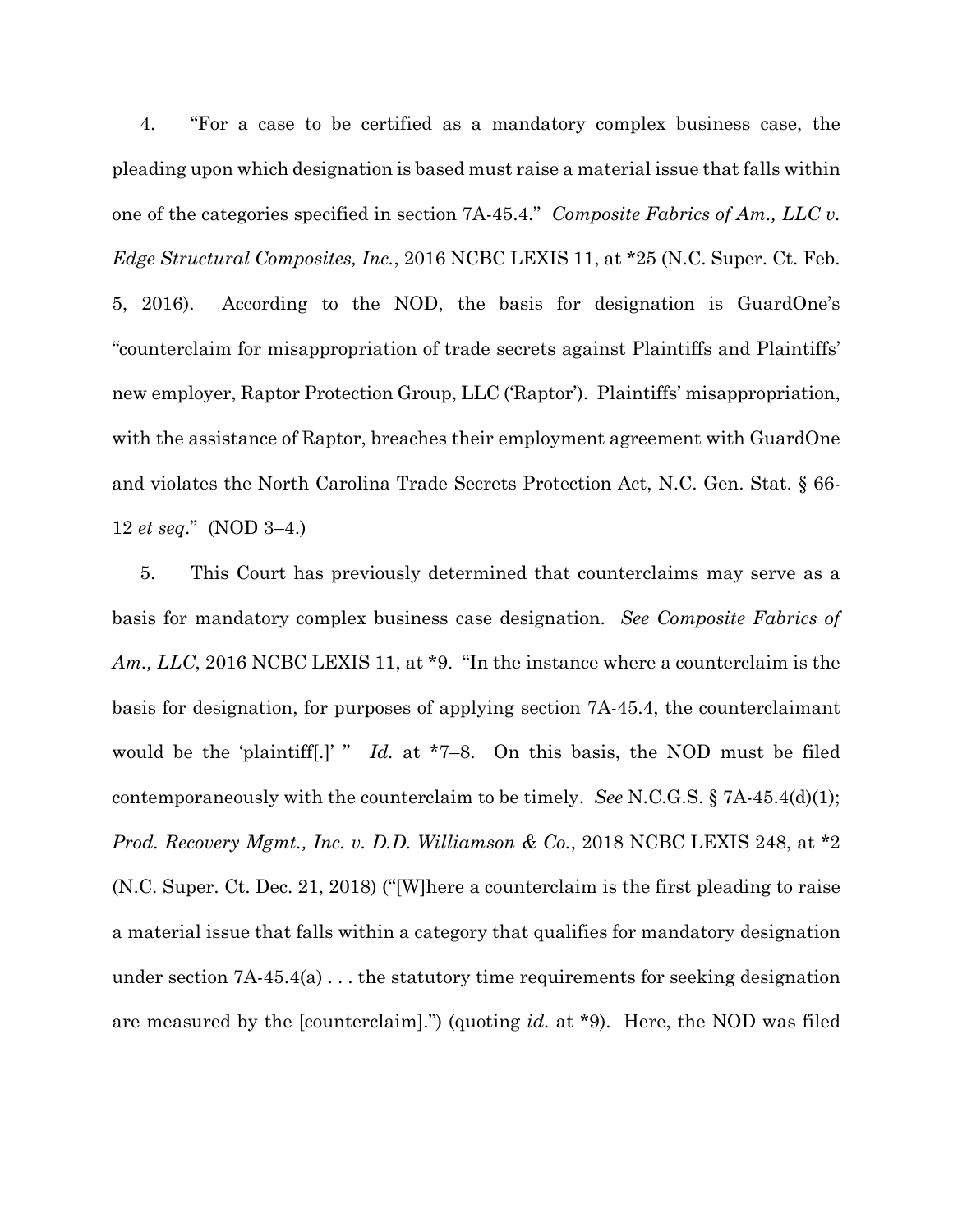4. "For a case to be certified as a mandatory complex business case, the pleading upon which designation is based must raise a material issue that falls within one of the categories specified in section 7A-45.4." *Composite Fabrics of Am., LLC v. Edge Structural Composites, Inc.*, 2016 NCBC LEXIS 11, at *25 (N.C. Super. Ct. Feb. 5, 2016). According to the NOD, the basis for designation is GuardOne's "counterclaim for misappropriation of trade secrets against Plaintiffs and Plaintiffs' new employer, Raptor Protection Group, LLC ('Raptor'). Plaintiffs' misappropriation, with the assistance of Raptor, breaches their employment agreement with GuardOne and violates the North Carolina Trade Secrets Protection Act, N.C. Gen. Stat. § 66-12 *et seq*." (NOD 3–4.)

5. This Court has previously determined that counterclaims may serve as a basis for mandatory complex business case designation. *See Composite Fabrics of Am., LLC*, 2016 NCBC LEXIS 11, at *9. "In the instance where a counterclaim is the basis for designation, for purposes of applying section 7A-45.4, the counterclaimant would be the 'plaintiff[.]' " *Id.* at *7–8. On this basis, the NOD must be filed contemporaneously with the counterclaim to be timely. *See* N.C.G.S. § 7A-45.4(d)(1); *Prod. Recovery Mgmt., Inc. v. D.D. Williamson & Co.*, 2018 NCBC LEXIS 248, at *2 (N.C. Super. Ct. Dec. 21, 2018) ("[W]here a counterclaim is the first pleading to raise a material issue that falls within a category that qualifies for mandatory designation under section 7A-45.4(a) . . . the statutory time requirements for seeking designation are measured by the [counterclaim].") (quoting *id.* at *9). Here, the NOD was filed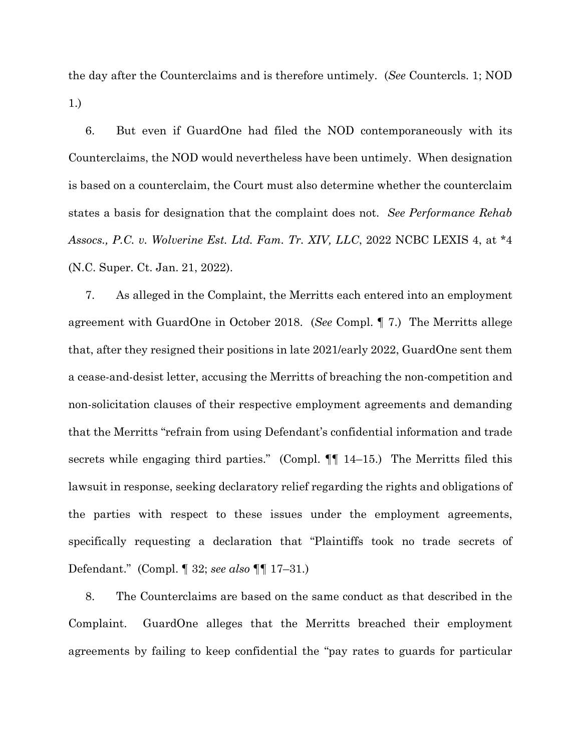the day after the Counterclaims and is therefore untimely. (*See* Countercls. 1; NOD 1.)

6. But even if GuardOne had filed the NOD contemporaneously with its Counterclaims, the NOD would nevertheless have been untimely. When designation is based on a counterclaim, the Court must also determine whether the counterclaim states a basis for designation that the complaint does not. *See Performance Rehab Assocs., P.C. v. Wolverine Est. Ltd. Fam. Tr. XIV, LLC*, 2022 NCBC LEXIS 4, at *4 (N.C. Super. Ct. Jan. 21, 2022).

7. As alleged in the Complaint, the Merritts each entered into an employment agreement with GuardOne in October 2018. (*See* Compl. ¶ 7.) The Merritts allege that, after they resigned their positions in late 2021/early 2022, GuardOne sent them a cease-and-desist letter, accusing the Merritts of breaching the non-competition and non-solicitation clauses of their respective employment agreements and demanding that the Merritts "refrain from using Defendant's confidential information and trade secrets while engaging third parties." (Compl. ¶¶ 14–15.) The Merritts filed this lawsuit in response, seeking declaratory relief regarding the rights and obligations of the parties with respect to these issues under the employment agreements, specifically requesting a declaration that "Plaintiffs took no trade secrets of Defendant." (Compl. ¶ 32; *see also* ¶¶ 17–31.)

8. The Counterclaims are based on the same conduct as that described in the Complaint. GuardOne alleges that the Merritts breached their employment agreements by failing to keep confidential the "pay rates to guards for particular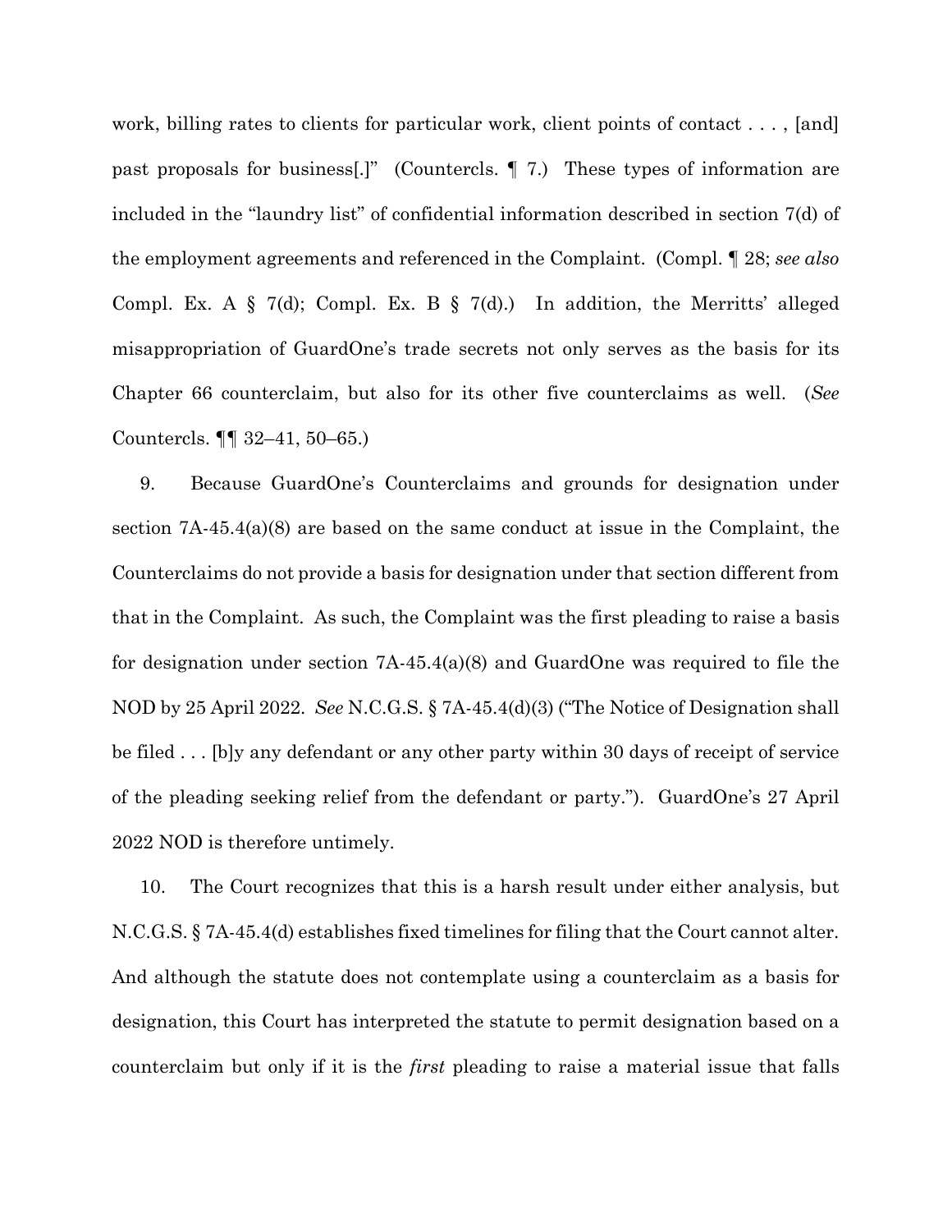work, billing rates to clients for particular work, client points of contact . . . , [and] past proposals for business[.]" (Countercls. ¶ 7.) These types of information are included in the "laundry list" of confidential information described in section 7(d) of the employment agreements and referenced in the Complaint. (Compl. ¶ 28; *see also* Compl. Ex. A § 7(d); Compl. Ex. B § 7(d).) In addition, the Merritts' alleged misappropriation of GuardOne's trade secrets not only serves as the basis for its Chapter 66 counterclaim, but also for its other five counterclaims as well. (*See* Countercls. ¶¶ 32–41, 50–65.)

9. Because GuardOne's Counterclaims and grounds for designation under section 7A-45.4(a)(8) are based on the same conduct at issue in the Complaint, the Counterclaims do not provide a basis for designation under that section different from that in the Complaint. As such, the Complaint was the first pleading to raise a basis for designation under section 7A-45.4(a)(8) and GuardOne was required to file the NOD by 25 April 2022. *See* N.C.G.S. § 7A-45.4(d)(3) ("The Notice of Designation shall be filed . . . [b]y any defendant or any other party within 30 days of receipt of service of the pleading seeking relief from the defendant or party."). GuardOne's 27 April 2022 NOD is therefore untimely.

10. The Court recognizes that this is a harsh result under either analysis, but N.C.G.S. § 7A-45.4(d) establishes fixed timelines for filing that the Court cannot alter. And although the statute does not contemplate using a counterclaim as a basis for designation, this Court has interpreted the statute to permit designation based on a counterclaim but only if it is the *first* pleading to raise a material issue that falls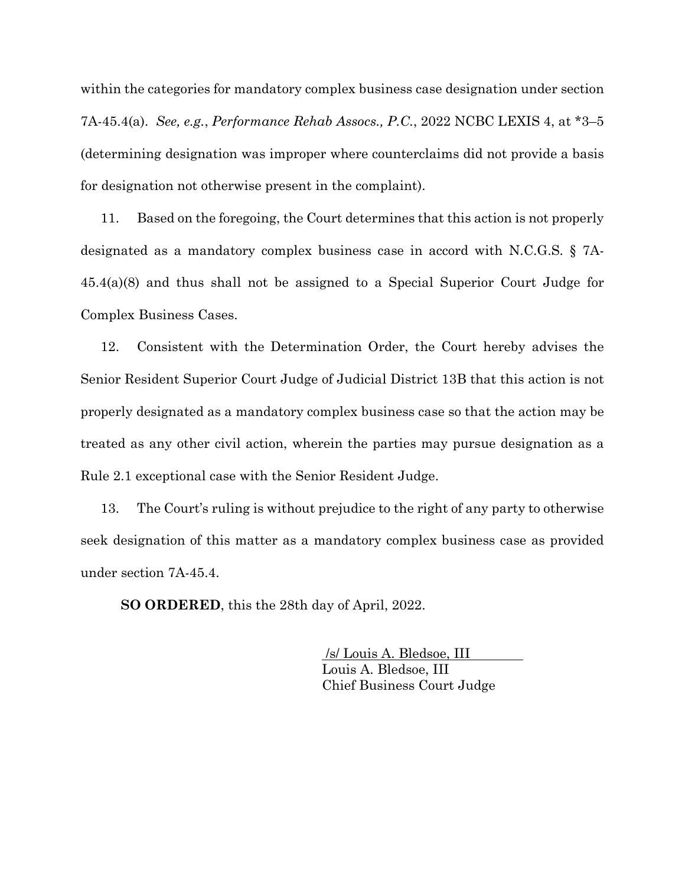within the categories for mandatory complex business case designation under section 7A-45.4(a). *See, e.g.*, *Performance Rehab Assocs., P.C.*, 2022 NCBC LEXIS 4, at *3–5 (determining designation was improper where counterclaims did not provide a basis for designation not otherwise present in the complaint).

11. Based on the foregoing, the Court determines that this action is not properly designated as a mandatory complex business case in accord with N.C.G.S. § 7A-45.4(a)(8) and thus shall not be assigned to a Special Superior Court Judge for Complex Business Cases.

12. Consistent with the Determination Order, the Court hereby advises the Senior Resident Superior Court Judge of Judicial District 13B that this action is not properly designated as a mandatory complex business case so that the action may be treated as any other civil action, wherein the parties may pursue designation as a Rule 2.1 exceptional case with the Senior Resident Judge.

13. The Court's ruling is without prejudice to the right of any party to otherwise seek designation of this matter as a mandatory complex business case as provided under section 7A-45.4.

**SO ORDERED**, this the 28th day of April, 2022.

/s/ Louis A. Bledsoe, III
Louis A. Bledsoe, III
Chief Business Court Judge